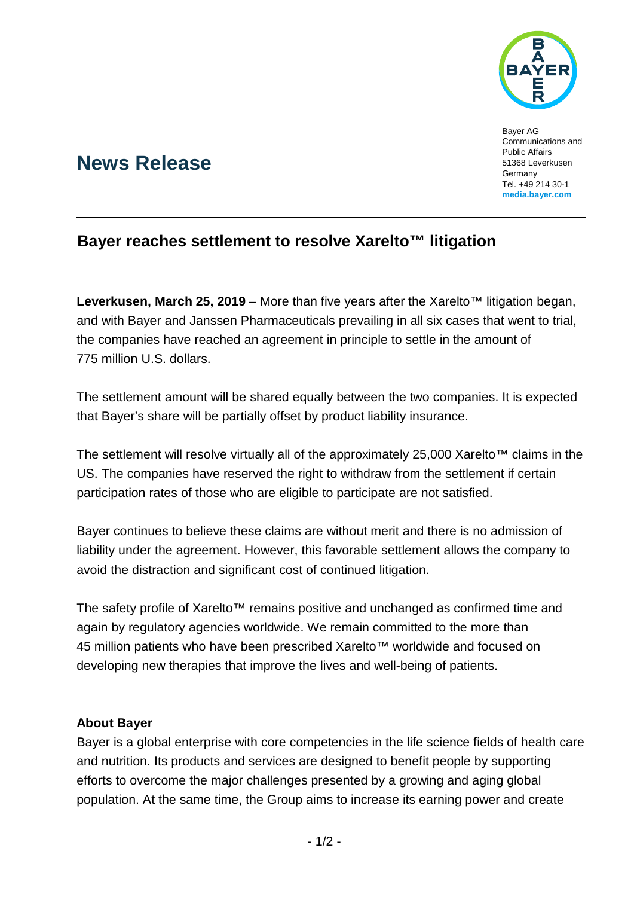Bayer AG
Communications and
Public Affairs
51368 Leverkusen
Germany
Tel. +49 214 30-1
**media.bayer.com**

# News Release

## Bayer reaches settlement to resolve Xarelto™ litigation

**Leverkusen, March 25, 2019** – More than five years after the Xarelto™ litigation began, and with Bayer and Janssen Pharmaceuticals prevailing in all six cases that went to trial, the companies have reached an agreement in principle to settle in the amount of 775 million U.S. dollars.

The settlement amount will be shared equally between the two companies. It is expected that Bayer's share will be partially offset by product liability insurance.

The settlement will resolve virtually all of the approximately 25,000 Xarelto™ claims in the US. The companies have reserved the right to withdraw from the settlement if certain participation rates of those who are eligible to participate are not satisfied.

Bayer continues to believe these claims are without merit and there is no admission of liability under the agreement. However, this favorable settlement allows the company to avoid the distraction and significant cost of continued litigation.

The safety profile of Xarelto™ remains positive and unchanged as confirmed time and again by regulatory agencies worldwide. We remain committed to the more than 45 million patients who have been prescribed Xarelto™ worldwide and focused on developing new therapies that improve the lives and well-being of patients.

**About Bayer**

Bayer is a global enterprise with core competencies in the life science fields of health care and nutrition. Its products and services are designed to benefit people by supporting efforts to overcome the major challenges presented by a growing and aging global population. At the same time, the Group aims to increase its earning power and create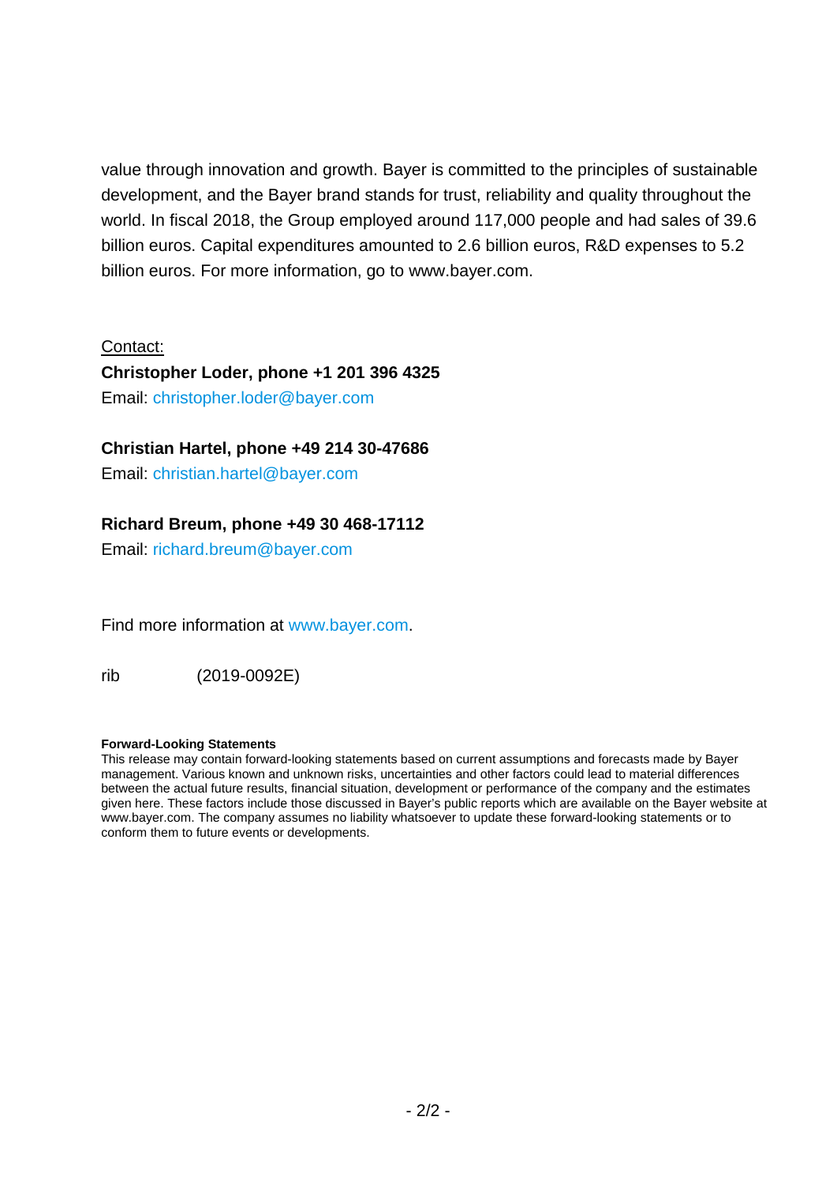value through innovation and growth. Bayer is committed to the principles of sustainable development, and the Bayer brand stands for trust, reliability and quality throughout the world. In fiscal 2018, the Group employed around 117,000 people and had sales of 39.6 billion euros. Capital expenditures amounted to 2.6 billion euros, R&D expenses to 5.2 billion euros. For more information, go to www.bayer.com.

Contact:

**Christopher Loder, phone +1 201 396 4325**
Email: christopher.loder@bayer.com

**Christian Hartel, phone +49 214 30-47686**
Email: christian.hartel@bayer.com

**Richard Breum, phone +49 30 468-17112**
Email: richard.breum@bayer.com

Find more information at www.bayer.com.

rib (2019-0092E)

**Forward-Looking Statements**

This release may contain forward-looking statements based on current assumptions and forecasts made by Bayer management. Various known and unknown risks, uncertainties and other factors could lead to material differences between the actual future results, financial situation, development or performance of the company and the estimates given here. These factors include those discussed in Bayer's public reports which are available on the Bayer website at www.bayer.com. The company assumes no liability whatsoever to update these forward-looking statements or to conform them to future events or developments.